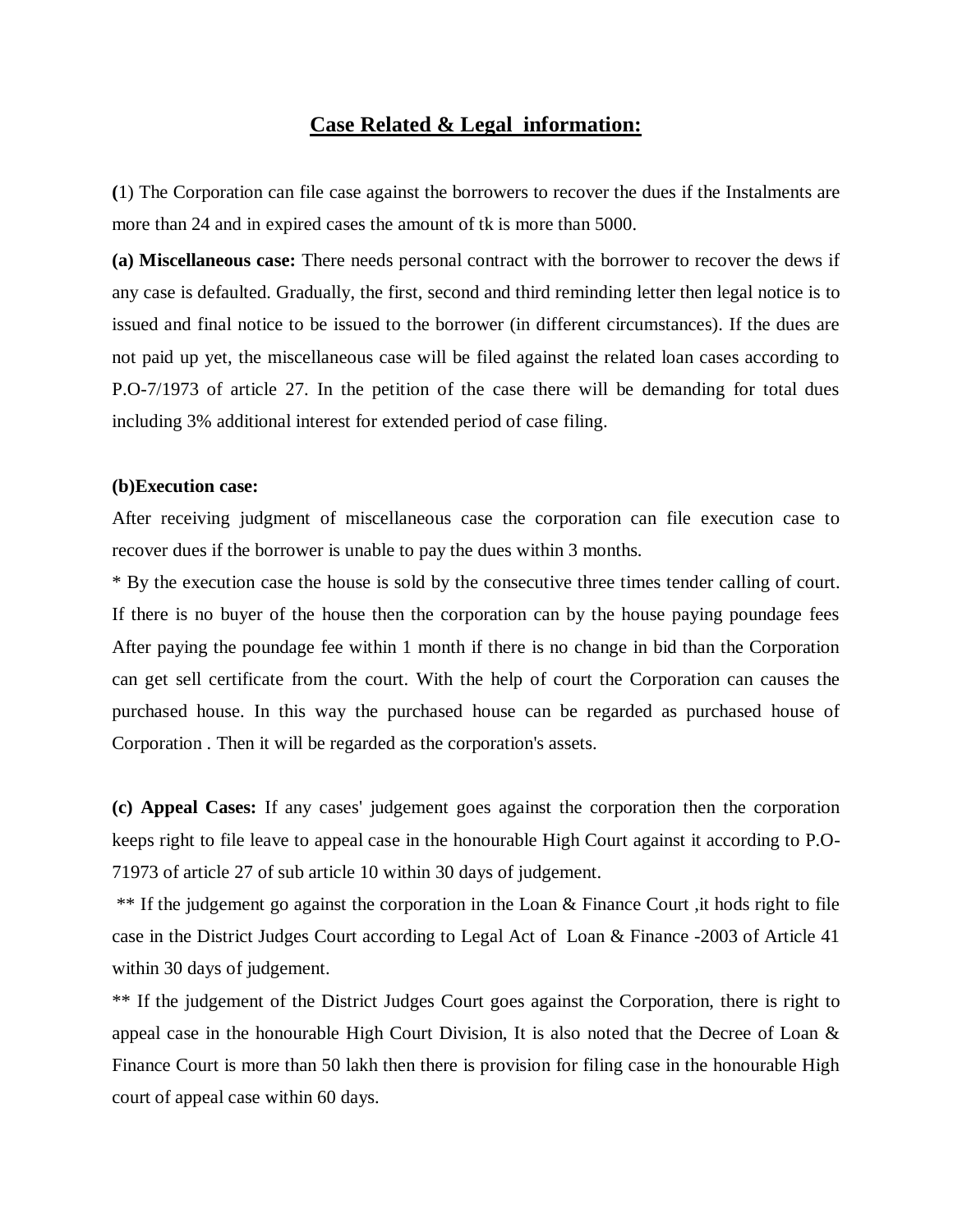# Case Related & Legal information:

**(**1) The Corporation can file case against the borrowers to recover the dues if the Instalments are more than 24 and in expired cases the amount of tk is more than 5000.

**(a) Miscellaneous case:** There needs personal contract with the borrower to recover the dews if any case is defaulted. Gradually, the first, second and third reminding letter then legal notice is to issued and final notice to be issued to the borrower (in different circumstances). If the dues are not paid up yet, the miscellaneous case will be filed against the related loan cases according to P.O-7/1973 of article 27. In the petition of the case there will be demanding for total dues including 3% additional interest for extended period of case filing.

**(b)Execution case:**

After receiving judgment of miscellaneous case the corporation can file execution case to recover dues if the borrower is unable to pay the dues within 3 months.

* By the execution case the house is sold by the consecutive three times tender calling of court. If there is no buyer of the house then the corporation can by the house paying poundage fees After paying the poundage fee within 1 month if there is no change in bid than the Corporation can get sell certificate from the court. With the help of court the Corporation can causes the purchased house. In this way the purchased house can be regarded as purchased house of Corporation . Then it will be regarded as the corporation's assets.

**(c) Appeal Cases:** If any cases' judgement goes against the corporation then the corporation keeps right to file leave to appeal case in the honourable High Court against it according to P.O-71973 of article 27 of sub article 10 within 30 days of judgement.

** If the judgement go against the corporation in the Loan & Finance Court ,it hods right to file case in the District Judges Court according to Legal Act of Loan & Finance -2003 of Article 41 within 30 days of judgement.

** If the judgement of the District Judges Court goes against the Corporation, there is right to appeal case in the honourable High Court Division, It is also noted that the Decree of Loan & Finance Court is more than 50 lakh then there is provision for filing case in the honourable High court of appeal case within 60 days.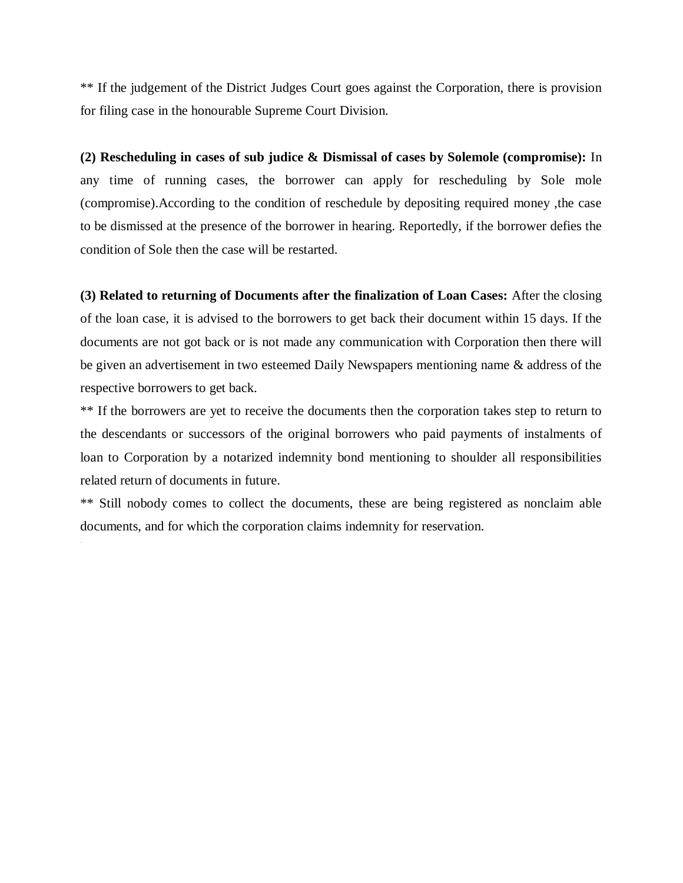** If the judgement of the District Judges Court goes against the Corporation, there is provision for filing case in the honourable Supreme Court Division.

**(2) Rescheduling in cases of sub judice & Dismissal of cases by Solemole (compromise):** In any time of running cases, the borrower can apply for rescheduling by Sole mole (compromise).According to the condition of reschedule by depositing required money ,the case to be dismissed at the presence of the borrower in hearing. Reportedly, if the borrower defies the condition of Sole then the case will be restarted.

**(3) Related to returning of Documents after the finalization of Loan Cases:** After the closing of the loan case, it is advised to the borrowers to get back their document within 15 days. If the documents are not got back or is not made any communication with Corporation then there will be given an advertisement in two esteemed Daily Newspapers mentioning name & address of the respective borrowers to get back.

** If the borrowers are yet to receive the documents then the corporation takes step to return to the descendants or successors of the original borrowers who paid payments of instalments of loan to Corporation by a notarized indemnity bond mentioning to shoulder all responsibilities related return of documents in future.

** Still nobody comes to collect the documents, these are being registered as nonclaim able documents, and for which the corporation claims indemnity for reservation.